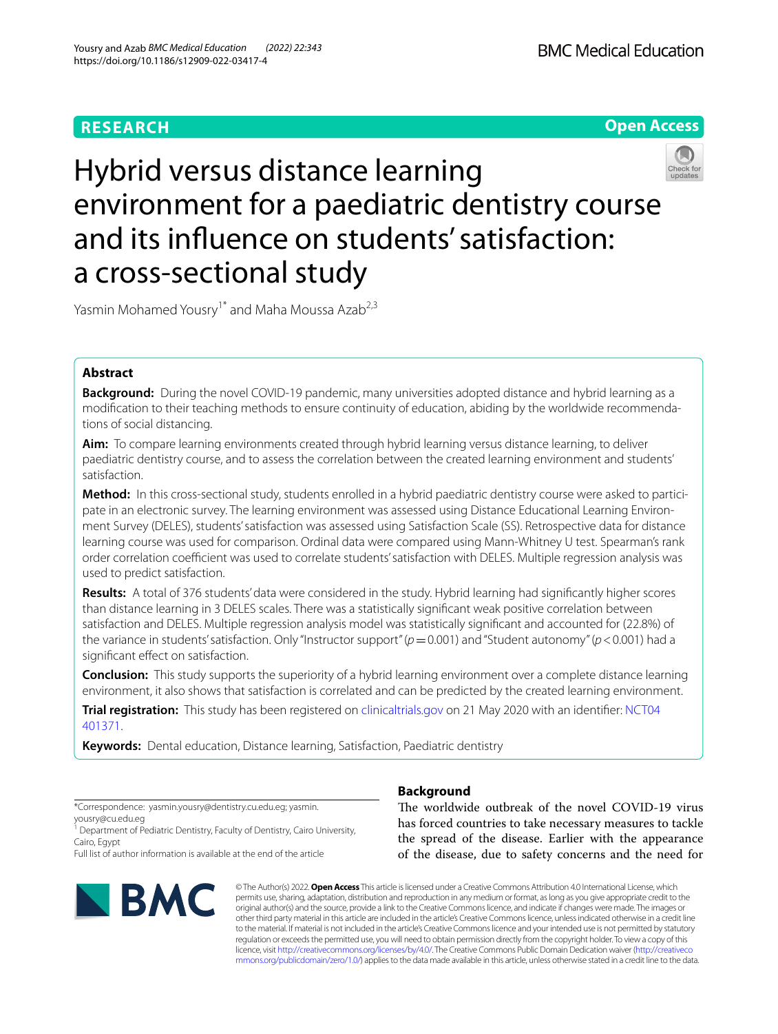RESEARCH

Open Access

# Hybrid versus distance learning environment for a paediatric dentistry course and its influence on students' satisfaction: a cross-sectional study

Yasmin Mohamed Yousry[1*] and Maha Moussa Azab[2,3]

## Abstract

**Background:** During the novel COVID-19 pandemic, many universities adopted distance and hybrid learning as a modification to their teaching methods to ensure continuity of education, abiding by the worldwide recommendations of social distancing.

**Aim:** To compare learning environments created through hybrid learning versus distance learning, to deliver paediatric dentistry course, and to assess the correlation between the created learning environment and students' satisfaction.

**Method:** In this cross-sectional study, students enrolled in a hybrid paediatric dentistry course were asked to participate in an electronic survey. The learning environment was assessed using Distance Educational Learning Environment Survey (DELES), students' satisfaction was assessed using Satisfaction Scale (SS). Retrospective data for distance learning course was used for comparison. Ordinal data were compared using Mann-Whitney U test. Spearman's rank order correlation coefficient was used to correlate students' satisfaction with DELES. Multiple regression analysis was used to predict satisfaction.

**Results:** A total of 376 students' data were considered in the study. Hybrid learning had significantly higher scores than distance learning in 3 DELES scales. There was a statistically significant weak positive correlation between satisfaction and DELES. Multiple regression analysis model was statistically significant and accounted for (22.8%) of the variance in students' satisfaction. Only "Instructor support" ($p = 0.001$) and "Student autonomy" ($p < 0.001$) had a significant effect on satisfaction.

**Conclusion:** This study supports the superiority of a hybrid learning environment over a complete distance learning environment, it also shows that satisfaction is correlated and can be predicted by the created learning environment.

**Trial registration:** This study has been registered on clinicaltrials.gov on 21 May 2020 with an identifier: NCT04401371.

**Keywords:** Dental education, Distance learning, Satisfaction, Paediatric dentistry

*Correspondence: yasmin.yousry@dentistry.cu.edu.eg; yasmin.yousry@cu.edu.eg

[1] Department of Pediatric Dentistry, Faculty of Dentistry, Cairo University, Cairo, Egypt

Full list of author information is available at the end of the article

## Background

The worldwide outbreak of the novel COVID-19 virus has forced countries to take necessary measures to tackle the spread of the disease. Earlier with the appearance of the disease, due to safety concerns and the need for

© The Author(s) 2022. **Open Access** This article is licensed under a Creative Commons Attribution 4.0 International License, which permits use, sharing, adaptation, distribution and reproduction in any medium or format, as long as you give appropriate credit to the original author(s) and the source, provide a link to the Creative Commons licence, and indicate if changes were made. The images or other third party material in this article are included in the article's Creative Commons licence, unless indicated otherwise in a credit line to the material. If material is not included in the article's Creative Commons licence and your intended use is not permitted by statutory regulation or exceeds the permitted use, you will need to obtain permission directly from the copyright holder. To view a copy of this licence, visit http://creativecommons.org/licenses/by/4.0/. The Creative Commons Public Domain Dedication waiver (http://creativecommons.org/publicdomain/zero/1.0/) applies to the data made available in this article, unless otherwise stated in a credit line to the data.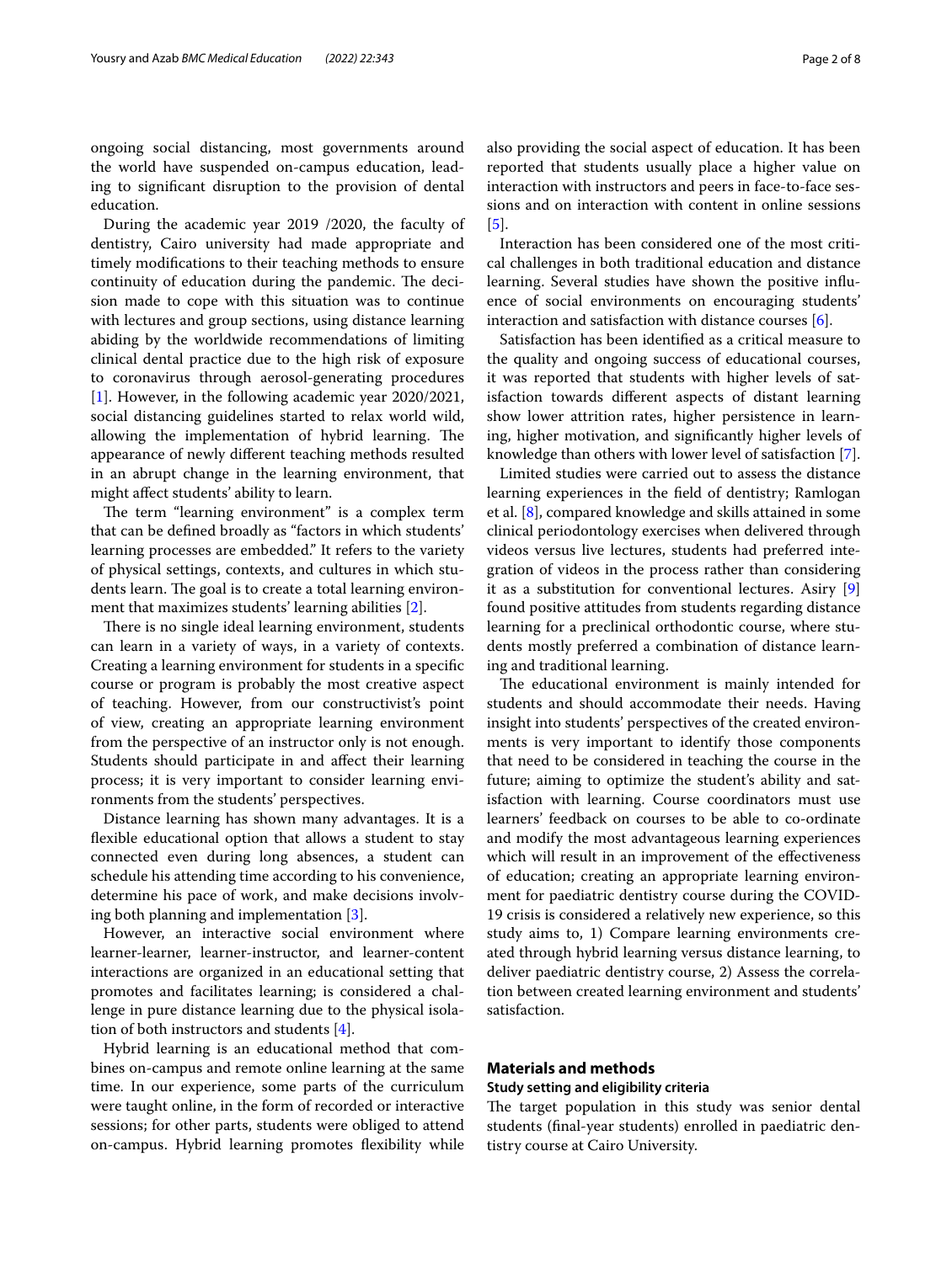ongoing social distancing, most governments around the world have suspended on-campus education, leading to significant disruption to the provision of dental education.

During the academic year 2019 /2020, the faculty of dentistry, Cairo university had made appropriate and timely modifications to their teaching methods to ensure continuity of education during the pandemic. The decision made to cope with this situation was to continue with lectures and group sections, using distance learning abiding by the worldwide recommendations of limiting clinical dental practice due to the high risk of exposure to coronavirus through aerosol-generating procedures [1]. However, in the following academic year 2020/2021, social distancing guidelines started to relax world wild, allowing the implementation of hybrid learning. The appearance of newly different teaching methods resulted in an abrupt change in the learning environment, that might affect students' ability to learn.

The term "learning environment" is a complex term that can be defined broadly as "factors in which students' learning processes are embedded." It refers to the variety of physical settings, contexts, and cultures in which students learn. The goal is to create a total learning environment that maximizes students' learning abilities [2].

There is no single ideal learning environment, students can learn in a variety of ways, in a variety of contexts. Creating a learning environment for students in a specific course or program is probably the most creative aspect of teaching. However, from our constructivist's point of view, creating an appropriate learning environment from the perspective of an instructor only is not enough. Students should participate in and affect their learning process; it is very important to consider learning environments from the students' perspectives.

Distance learning has shown many advantages. It is a flexible educational option that allows a student to stay connected even during long absences, a student can schedule his attending time according to his convenience, determine his pace of work, and make decisions involving both planning and implementation [3].

However, an interactive social environment where learner-learner, learner-instructor, and learner-content interactions are organized in an educational setting that promotes and facilitates learning; is considered a challenge in pure distance learning due to the physical isolation of both instructors and students [4].

Hybrid learning is an educational method that combines on-campus and remote online learning at the same time. In our experience, some parts of the curriculum were taught online, in the form of recorded or interactive sessions; for other parts, students were obliged to attend on-campus. Hybrid learning promotes flexibility while also providing the social aspect of education. It has been reported that students usually place a higher value on interaction with instructors and peers in face-to-face sessions and on interaction with content in online sessions [5].

Interaction has been considered one of the most critical challenges in both traditional education and distance learning. Several studies have shown the positive influence of social environments on encouraging students' interaction and satisfaction with distance courses [6].

Satisfaction has been identified as a critical measure to the quality and ongoing success of educational courses, it was reported that students with higher levels of satisfaction towards different aspects of distant learning show lower attrition rates, higher persistence in learning, higher motivation, and significantly higher levels of knowledge than others with lower level of satisfaction [7].

Limited studies were carried out to assess the distance learning experiences in the field of dentistry; Ramlogan et al. [8], compared knowledge and skills attained in some clinical periodontology exercises when delivered through videos versus live lectures, students had preferred integration of videos in the process rather than considering it as a substitution for conventional lectures. Asiry [9] found positive attitudes from students regarding distance learning for a preclinical orthodontic course, where students mostly preferred a combination of distance learning and traditional learning.

The educational environment is mainly intended for students and should accommodate their needs. Having insight into students' perspectives of the created environments is very important to identify those components that need to be considered in teaching the course in the future; aiming to optimize the student's ability and satisfaction with learning. Course coordinators must use learners' feedback on courses to be able to co-ordinate and modify the most advantageous learning experiences which will result in an improvement of the effectiveness of education; creating an appropriate learning environment for paediatric dentistry course during the COVID-19 crisis is considered a relatively new experience, so this study aims to, 1) Compare learning environments created through hybrid learning versus distance learning, to deliver paediatric dentistry course, 2) Assess the correlation between created learning environment and students' satisfaction.

## Materials and methods

### Study setting and eligibility criteria

The target population in this study was senior dental students (final-year students) enrolled in paediatric dentistry course at Cairo University.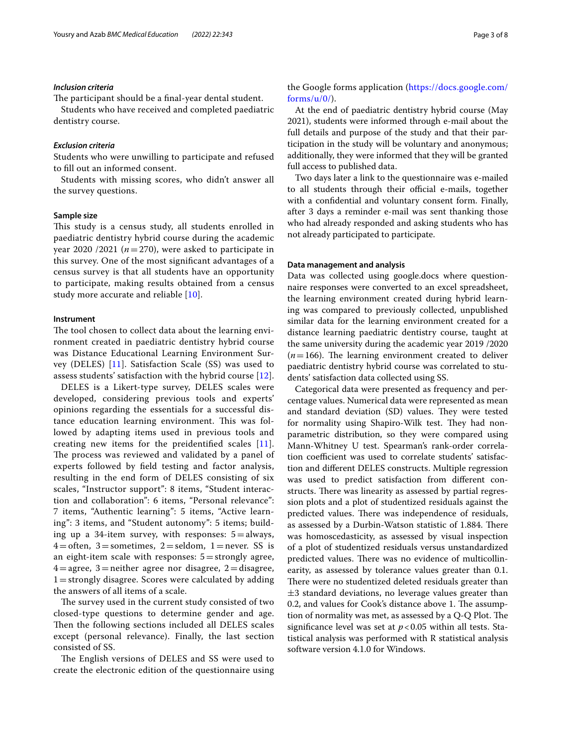#### *Inclusion criteria*

The participant should be a final-year dental student.

Students who have received and completed paediatric dentistry course.

#### *Exclusion criteria*

Students who were unwilling to participate and refused to fill out an informed consent.

Students with missing scores, who didn't answer all the survey questions.

### Sample size

This study is a census study, all students enrolled in paediatric dentistry hybrid course during the academic year 2020 /2021 ($n = 270$), were asked to participate in this survey. One of the most significant advantages of a census survey is that all students have an opportunity to participate, making results obtained from a census study more accurate and reliable [10].

### Instrument

The tool chosen to collect data about the learning environment created in paediatric dentistry hybrid course was Distance Educational Learning Environment Survey (DELES) [11]. Satisfaction Scale (SS) was used to assess students' satisfaction with the hybrid course [12].

DELES is a Likert-type survey, DELES scales were developed, considering previous tools and experts' opinions regarding the essentials for a successful distance education learning environment. This was followed by adapting items used in previous tools and creating new items for the preidentified scales [11]. The process was reviewed and validated by a panel of experts followed by field testing and factor analysis, resulting in the end form of DELES consisting of six scales, "Instructor support": 8 items, "Student interaction and collaboration": 6 items, "Personal relevance": 7 items, "Authentic learning": 5 items, "Active learning": 3 items, and "Student autonomy": 5 items; building up a 34-item survey, with responses: 5 = always, 4 = often, 3 = sometimes, 2 = seldom, 1 = never. SS is an eight-item scale with responses: 5 = strongly agree, 4 = agree, 3 = neither agree nor disagree, 2 = disagree, 1 = strongly disagree. Scores were calculated by adding the answers of all items of a scale.

The survey used in the current study consisted of two closed-type questions to determine gender and age. Then the following sections included all DELES scales except (personal relevance). Finally, the last section consisted of SS.

The English versions of DELES and SS were used to create the electronic edition of the questionnaire using the Google forms application (https://docs.google.com/forms/u/0/).

At the end of paediatric dentistry hybrid course (May 2021), students were informed through e-mail about the full details and purpose of the study and that their participation in the study will be voluntary and anonymous; additionally, they were informed that they will be granted full access to published data.

Two days later a link to the questionnaire was e-mailed to all students through their official e-mails, together with a confidential and voluntary consent form. Finally, after 3 days a reminder e-mail was sent thanking those who had already responded and asking students who has not already participated to participate.

### Data management and analysis

Data was collected using google.docs where questionnaire responses were converted to an excel spreadsheet, the learning environment created during hybrid learning was compared to previously collected, unpublished similar data for the learning environment created for a distance learning paediatric dentistry course, taught at the same university during the academic year 2019 /2020 ($n = 166$). The learning environment created to deliver paediatric dentistry hybrid course was correlated to students' satisfaction data collected using SS.

Categorical data were presented as frequency and percentage values. Numerical data were represented as mean and standard deviation (SD) values. They were tested for normality using Shapiro-Wilk test. They had non-parametric distribution, so they were compared using Mann-Whitney U test. Spearman's rank-order correlation coefficient was used to correlate students' satisfaction and different DELES constructs. Multiple regression was used to predict satisfaction from different constructs. There was linearity as assessed by partial regression plots and a plot of studentized residuals against the predicted values. There was independence of residuals, as assessed by a Durbin-Watson statistic of 1.884. There was homoscedasticity, as assessed by visual inspection of a plot of studentized residuals versus unstandardized predicted values. There was no evidence of multicollinearity, as assessed by tolerance values greater than 0.1. There were no studentized deleted residuals greater than $\pm 3$ standard deviations, no leverage values greater than 0.2, and values for Cook's distance above 1. The assumption of normality was met, as assessed by a Q-Q Plot. The significance level was set at $p < 0.05$ within all tests. Statistical analysis was performed with R statistical analysis software version 4.1.0 for Windows.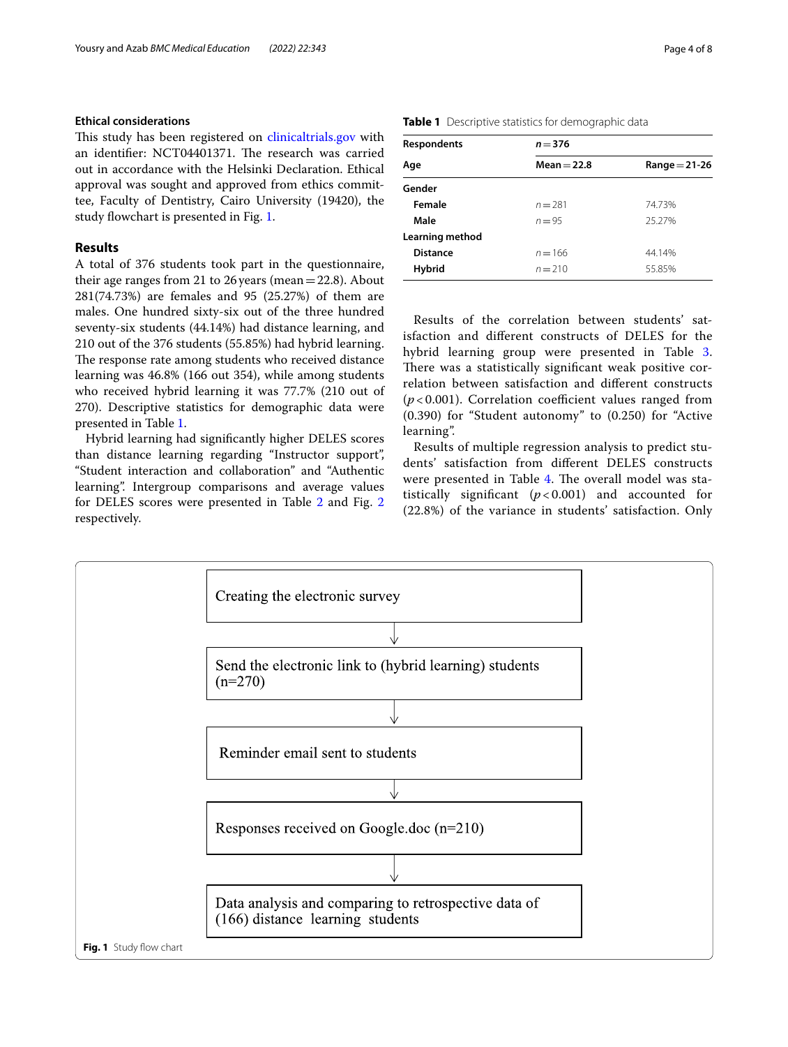### Ethical considerations

This study has been registered on clinicaltrials.gov with an identifier: NCT04401371. The research was carried out in accordance with the Helsinki Declaration. Ethical approval was sought and approved from ethics committee, Faculty of Dentistry, Cairo University (19420), the study flowchart is presented in Fig. 1.

## Results

A total of 376 students took part in the questionnaire, their age ranges from 21 to 26 years (mean = 22.8). About 281(74.73%) are females and 95 (25.27%) of them are males. One hundred sixty-six out of the three hundred seventy-six students (44.14%) had distance learning, and 210 out of the 376 students (55.85%) had hybrid learning. The response rate among students who received distance learning was 46.8% (166 out 354), while among students who received hybrid learning it was 77.7% (210 out of 270). Descriptive statistics for demographic data were presented in Table 1.

Hybrid learning had significantly higher DELES scores than distance learning regarding "Instructor support", "Student interaction and collaboration" and "Authentic learning". Intergroup comparisons and average values for DELES scores were presented in Table 2 and Fig. 2 respectively.

**Table 1** Descriptive statistics for demographic data

| Respondents | $n = 376$ | |
|---|---|---|
| **Age** | **Mean = 22.8** | **Range = 21-26** |
| **Gender** | | |
| **Female** | $n = 281$ | 74.73% |
| **Male** | $n = 95$ | 25.27% |
| **Learning method** | | |
| **Distance** | $n = 166$ | 44.14% |
| **Hybrid** | $n = 210$ | 55.85% |

Results of the correlation between students' satisfaction and different constructs of DELES for the hybrid learning group were presented in Table 3. There was a statistically significant weak positive correlation between satisfaction and different constructs ($p < 0.001$). Correlation coefficient values ranged from (0.390) for "Student autonomy" to (0.250) for "Active learning".

Results of multiple regression analysis to predict students' satisfaction from different DELES constructs were presented in Table 4. The overall model was statistically significant ($p < 0.001$) and accounted for (22.8%) of the variance in students' satisfaction. Only

Creating the electronic survey
↓
Send the electronic link to (hybrid learning) students (n=270)
↓
Reminder email sent to students
↓
Responses received on Google.doc (n=210)
↓
Data analysis and comparing to retrospective data of (166) distance learning students

**Fig. 1** Study flow chart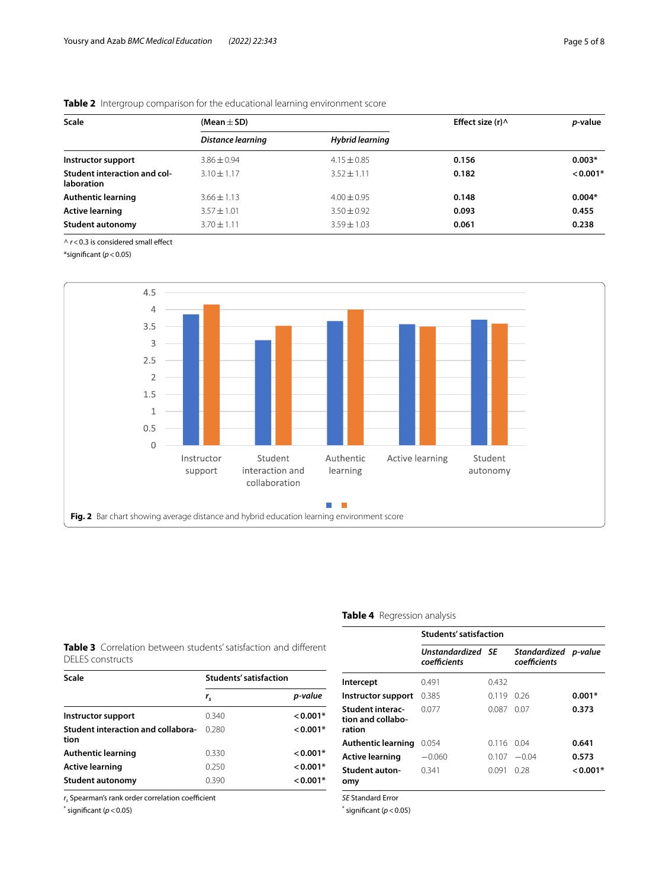**Table 2** Intergroup comparison for the educational learning environment score

| Scale | (Mean ± SD) | | Effect size (r)^ | *p*-value |
|---|---|---|---|---|
| | *Distance learning* | *Hybrid learning* | | |
| **Instructor support** | 3.86 ± 0.94 | 4.15 ± 0.85 | **0.156** | **0.003*** |
| **Student interaction and collaboration** | 3.10 ± 1.17 | 3.52 ± 1.11 | **0.182** | **< 0.001*** |
| **Authentic learning** | 3.66 ± 1.13 | 4.00 ± 0.95 | **0.148** | **0.004*** |
| **Active learning** | 3.57 ± 1.01 | 3.50 ± 0.92 | **0.093** | **0.455** |
| **Student autonomy** | 3.70 ± 1.11 | 3.59 ± 1.03 | **0.061** | **0.238** |

^ $r < 0.3$ is considered small effect

*significant ($p < 0.05$)

**Fig. 2** Bar chart showing average distance and hybrid education learning environment score

**Table 3** Correlation between students' satisfaction and different DELES constructs

| Scale | Students' satisfaction | |
|---|---|---|
| | $r_s$ | *p-value* |
| **Instructor support** | 0.340 | **< 0.001*** |
| **Student interaction and collaboration** | 0.280 | **< 0.001*** |
| **Authentic learning** | 0.330 | **< 0.001*** |
| **Active learning** | 0.250 | **< 0.001*** |
| **Student autonomy** | 0.390 | **< 0.001*** |

$r_s$ Spearman's rank order correlation coefficient

* significant ($p < 0.05$)

**Table 4** Regression analysis

| | Students' satisfaction | | | |
|---|---|---|---|---|
| | *Unstandardized coefficients* | *SE* | *Standardized coefficients* | *p-value* |
| **Intercept** | 0.491 | 0.432 | | |
| **Instructor support** | 0.385 | 0.119 | 0.26 | **0.001*** |
| **Student interaction and collaboration** | 0.077 | 0.087 | 0.07 | **0.373** |
| **Authentic learning** | 0.054 | 0.116 | 0.04 | **0.641** |
| **Active learning** | −0.060 | 0.107 | −0.04 | **0.573** |
| **Student autonomy** | 0.341 | 0.091 | 0.28 | **< 0.001*** |

*SE* Standard Error

* significant ($p < 0.05$)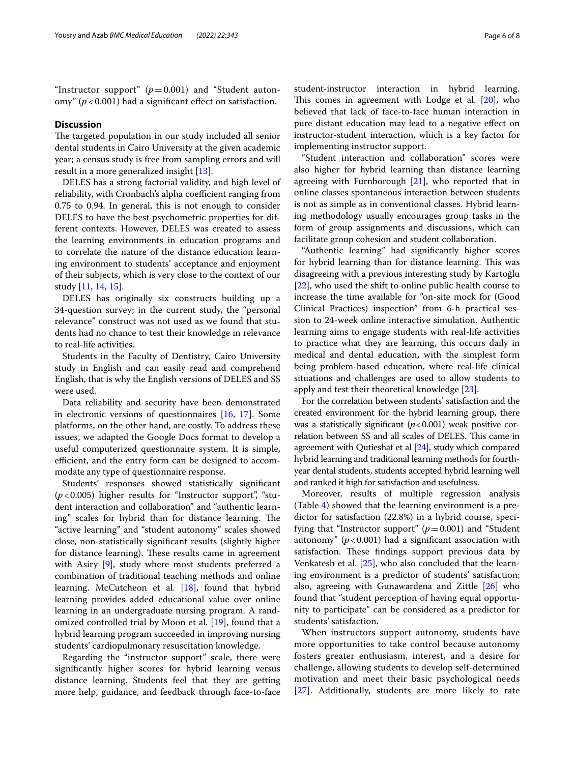"Instructor support" ($p = 0.001$) and "Student autonomy" ($p < 0.001$) had a significant effect on satisfaction.

## Discussion

The targeted population in our study included all senior dental students in Cairo University at the given academic year; a census study is free from sampling errors and will result in a more generalized insight [13].

DELES has a strong factorial validity, and high level of reliability, with Cronbach's alpha coefficient ranging from 0.75 to 0.94. In general, this is not enough to consider DELES to have the best psychometric properties for different contexts. However, DELES was created to assess the learning environments in education programs and to correlate the nature of the distance education learning environment to students' acceptance and enjoyment of their subjects, which is very close to the context of our study [11, 14, 15].

DELES has originally six constructs building up a 34-question survey; in the current study, the "personal relevance" construct was not used as we found that students had no chance to test their knowledge in relevance to real-life activities.

Students in the Faculty of Dentistry, Cairo University study in English and can easily read and comprehend English, that is why the English versions of DELES and SS were used.

Data reliability and security have been demonstrated in electronic versions of questionnaires [16, 17]. Some platforms, on the other hand, are costly. To address these issues, we adapted the Google Docs format to develop a useful computerized questionnaire system. It is simple, efficient, and the entry form can be designed to accommodate any type of questionnaire response.

Students' responses showed statistically significant ($p < 0.005$) higher results for "Instructor support", "student interaction and collaboration" and "authentic learning" scales for hybrid than for distance learning. The "active learning" and "student autonomy" scales showed close, non-statistically significant results (slightly higher for distance learning). These results came in agreement with Asiry [9], study where most students preferred a combination of traditional teaching methods and online learning. McCutcheon et al. [18], found that hybrid learning provides added educational value over online learning in an undergraduate nursing program. A randomized controlled trial by Moon et al. [19], found that a hybrid learning program succeeded in improving nursing students' cardiopulmonary resuscitation knowledge.

Regarding the "instructor support" scale, there were significantly higher scores for hybrid learning versus distance learning. Students feel that they are getting more help, guidance, and feedback through face-to-face student-instructor interaction in hybrid learning. This comes in agreement with Lodge et al. [20], who believed that lack of face-to-face human interaction in pure distant education may lead to a negative effect on instructor-student interaction, which is a key factor for implementing instructor support.

"Student interaction and collaboration" scores were also higher for hybrid learning than distance learning agreeing with Furnborough [21], who reported that in online classes spontaneous interaction between students is not as simple as in conventional classes. Hybrid learning methodology usually encourages group tasks in the form of group assignments and discussions, which can facilitate group cohesion and student collaboration.

"Authentic learning" had significantly higher scores for hybrid learning than for distance learning. This was disagreeing with a previous interesting study by Kartoğlu [22], who used the shift to online public health course to increase the time available for "on-site mock for (Good Clinical Practices) inspection" from 6-h practical session to 24-week online interactive simulation. Authentic learning aims to engage students with real-life activities to practice what they are learning, this occurs daily in medical and dental education, with the simplest form being problem-based education, where real-life clinical situations and challenges are used to allow students to apply and test their theoretical knowledge [23].

For the correlation between students' satisfaction and the created environment for the hybrid learning group, there was a statistically significant ($p < 0.001$) weak positive correlation between SS and all scales of DELES. This came in agreement with Qutieshat et al [24], study which compared hybrid learning and traditional learning methods for fourth-year dental students, students accepted hybrid learning well and ranked it high for satisfaction and usefulness.

Moreover, results of multiple regression analysis (Table 4) showed that the learning environment is a predictor for satisfaction (22.8%) in a hybrid course, specifying that "Instructor support" ($p = 0.001$) and "Student autonomy" ($p < 0.001$) had a significant association with satisfaction. These findings support previous data by Venkatesh et al. [25], who also concluded that the learning environment is a predictor of students' satisfaction; also, agreeing with Gunawardena and Zittle [26] who found that "student perception of having equal opportunity to participate" can be considered as a predictor for students' satisfaction.

When instructors support autonomy, students have more opportunities to take control because autonomy fosters greater enthusiasm, interest, and a desire for challenge, allowing students to develop self-determined motivation and meet their basic psychological needs [27]. Additionally, students are more likely to rate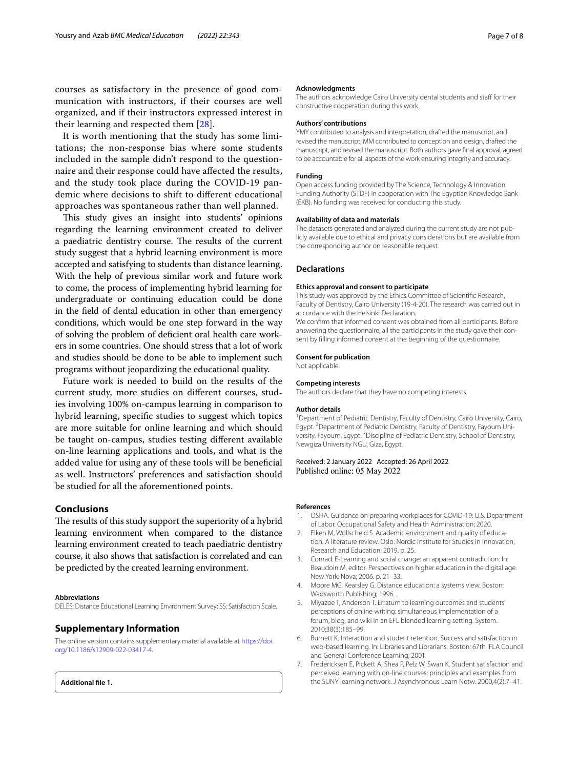courses as satisfactory in the presence of good communication with instructors, if their courses are well organized, and if their instructors expressed interest in their learning and respected them [28].

It is worth mentioning that the study has some limitations; the non-response bias where some students included in the sample didn't respond to the questionnaire and their response could have affected the results, and the study took place during the COVID-19 pandemic where decisions to shift to different educational approaches was spontaneous rather than well planned.

This study gives an insight into students' opinions regarding the learning environment created to deliver a paediatric dentistry course. The results of the current study suggest that a hybrid learning environment is more accepted and satisfying to students than distance learning. With the help of previous similar work and future work to come, the process of implementing hybrid learning for undergraduate or continuing education could be done in the field of dental education in other than emergency conditions, which would be one step forward in the way of solving the problem of deficient oral health care workers in some countries. One should stress that a lot of work and studies should be done to be able to implement such programs without jeopardizing the educational quality.

Future work is needed to build on the results of the current study, more studies on different courses, studies involving 100% on-campus learning in comparison to hybrid learning, specific studies to suggest which topics are more suitable for online learning and which should be taught on-campus, studies testing different available on-line learning applications and tools, and what is the added value for using any of these tools will be beneficial as well. Instructors' preferences and satisfaction should be studied for all the aforementioned points.

## Conclusions

The results of this study support the superiority of a hybrid learning environment when compared to the distance learning environment created to teach paediatric dentistry course, it also shows that satisfaction is correlated and can be predicted by the created learning environment.

#### Abbreviations

DELES: Distance Educational Learning Environment Survey; SS: Satisfaction Scale.

## Supplementary Information

The online version contains supplementary material available at https://doi.org/10.1186/s12909-022-03417-4.

**Additional file 1.**

#### Acknowledgments

The authors acknowledge Cairo University dental students and staff for their constructive cooperation during this work.

#### Authors' contributions

YMY contributed to analysis and interpretation, drafted the manuscript, and revised the manuscript; MM contributed to conception and design, drafted the manuscript, and revised the manuscript. Both authors gave final approval, agreed to be accountable for all aspects of the work ensuring integrity and accuracy.

#### Funding

Open access funding provided by The Science, Technology & Innovation Funding Authority (STDF) in cooperation with The Egyptian Knowledge Bank (EKB). No funding was received for conducting this study.

#### Availability of data and materials

The datasets generated and analyzed during the current study are not publicly available due to ethical and privacy considerations but are available from the corresponding author on reasonable request.

## Declarations

#### Ethics approval and consent to participate

This study was approved by the Ethics Committee of Scientific Research, Faculty of Dentistry, Cairo University (19-4-20). The research was carried out in accordance with the Helsinki Declaration.

We confirm that informed consent was obtained from all participants. Before answering the questionnaire, all the participants in the study gave their consent by filling informed consent at the beginning of the questionnaire.

#### Consent for publication

Not applicable.

#### Competing interests

The authors declare that they have no competing interests.

#### Author details

[1]Department of Pediatric Dentistry, Faculty of Dentistry, Cairo University, Cairo, Egypt. [2]Department of Pediatric Dentistry, Faculty of Dentistry, Fayoum University, Fayoum, Egypt. [3]Discipline of Pediatric Dentistry, School of Dentistry, Newgiza University NGU, Giza, Egypt.

Received: 2 January 2022 Accepted: 26 April 2022
Published online: 05 May 2022

#### References

1. OSHA. Guidance on preparing workplaces for COVID-19: U.S. Department of Labor, Occupational Safety and Health Administration; 2020.
2. Elken M, Wollscheid S. Academic environment and quality of education. A literature review. Oslo: Nordic Institute for Studies in Innovation, Research and Education; 2019. p. 25.
3. Conrad. E-Learning and social change: an apparent contradiction. In: Beaudoin M, editor. Perspectives on higher education in the digital age. New York: Nova; 2006. p. 21–33.
4. Moore MG, Kearsley G. Distance education: a systems view. Boston: Wadsworth Publishing; 1996.
5. Miyazoe T, Anderson T. Erratum to learning outcomes and students' perceptions of online writing: simultaneous implementation of a forum, blog, and wiki in an EFL blended learning setting. System. 2010;38(3):185–99.
6. Burnett K. Interaction and student retention. Success and satisfaction in web-based learning. In: Libraries and Librarians. Boston: 67th IFLA Council and General Conference Learning; 2001.
7. Fredericksen E, Pickett A, Shea P, Pelz W, Swan K. Student satisfaction and perceived learning with on-line courses: principles and examples from the SUNY learning network. J Asynchronous Learn Netw. 2000;4(2):7–41.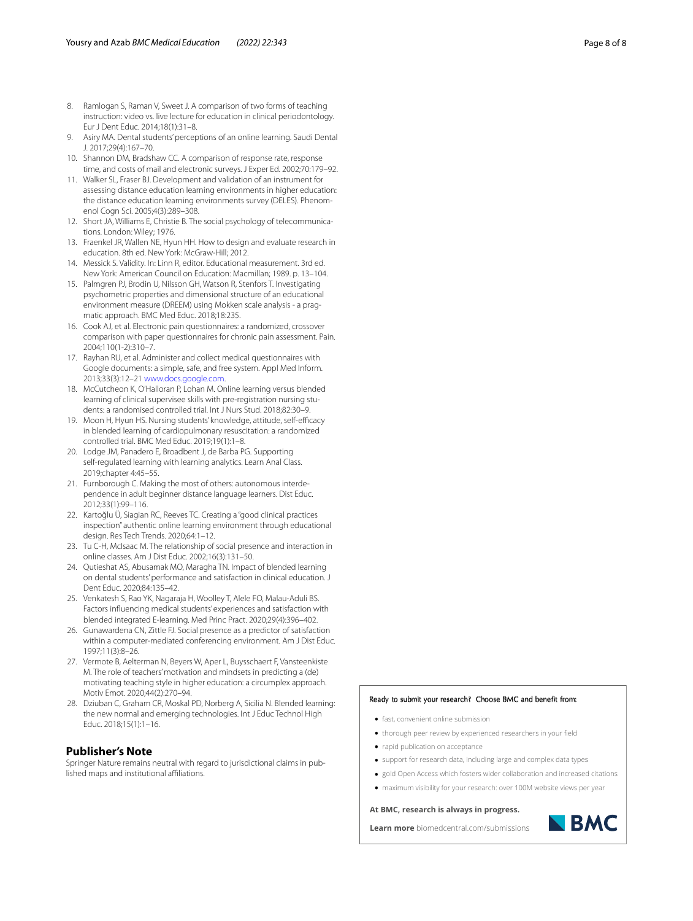8. Ramlogan S, Raman V, Sweet J. A comparison of two forms of teaching instruction: video vs. live lecture for education in clinical periodontology. Eur J Dent Educ. 2014;18(1):31–8.
9. Asiry MA. Dental students' perceptions of an online learning. Saudi Dental J. 2017;29(4):167–70.
10. Shannon DM, Bradshaw CC. A comparison of response rate, response time, and costs of mail and electronic surveys. J Exper Ed. 2002;70:179–92.
11. Walker SL, Fraser BJ. Development and validation of an instrument for assessing distance education learning environments in higher education: the distance education learning environments survey (DELES). Phenomenol Cogn Sci. 2005;4(3):289–308.
12. Short JA, Williams E, Christie B. The social psychology of telecommunications. London: Wiley; 1976.
13. Fraenkel JR, Wallen NE, Hyun HH. How to design and evaluate research in education. 8th ed. New York: McGraw-Hill; 2012.
14. Messick S. Validity. In: Linn R, editor. Educational measurement. 3rd ed. New York: American Council on Education: Macmillan; 1989. p. 13–104.
15. Palmgren PJ, Brodin U, Nilsson GH, Watson R, Stenfors T. Investigating psychometric properties and dimensional structure of an educational environment measure (DREEM) using Mokken scale analysis - a pragmatic approach. BMC Med Educ. 2018;18:235.
16. Cook AJ, et al. Electronic pain questionnaires: a randomized, crossover comparison with paper questionnaires for chronic pain assessment. Pain. 2004;110(1-2):310–7.
17. Rayhan RU, et al. Administer and collect medical questionnaires with Google documents: a simple, safe, and free system. Appl Med Inform. 2013;33(3):12–21 www.docs.google.com.
18. McCutcheon K, O'Halloran P, Lohan M. Online learning versus blended learning of clinical supervisee skills with pre-registration nursing students: a randomised controlled trial. Int J Nurs Stud. 2018;82:30–9.
19. Moon H, Hyun HS. Nursing students' knowledge, attitude, self-efficacy in blended learning of cardiopulmonary resuscitation: a randomized controlled trial. BMC Med Educ. 2019;19(1):1–8.
20. Lodge JM, Panadero E, Broadbent J, de Barba PG. Supporting self-regulated learning with learning analytics. Learn Anal Class. 2019;chapter 4:45–55.
21. Furnborough C. Making the most of others: autonomous interdependence in adult beginner distance language learners. Dist Educ. 2012;33(1):99–116.
22. Kartoğlu Ü, Siagian RC, Reeves TC. Creating a "good clinical practices inspection" authentic online learning environment through educational design. Res Tech Trends. 2020;64:1–12.
23. Tu C-H, McIsaac M. The relationship of social presence and interaction in online classes. Am J Dist Educ. 2002;16(3):131–50.
24. Qutieshat AS, Abusamak MO, Maragha TN. Impact of blended learning on dental students' performance and satisfaction in clinical education. J Dent Educ. 2020;84:135–42.
25. Venkatesh S, Rao YK, Nagaraja H, Woolley T, Alele FO, Malau-Aduli BS. Factors influencing medical students' experiences and satisfaction with blended integrated E-learning. Med Princ Pract. 2020;29(4):396–402.
26. Gunawardena CN, Zittle FJ. Social presence as a predictor of satisfaction within a computer-mediated conferencing environment. Am J Dist Educ. 1997;11(3):8–26.
27. Vermote B, Aelterman N, Beyers W, Aper L, Buysschaert F, Vansteenkiste M. The role of teachers' motivation and mindsets in predicting a (de) motivating teaching style in higher education: a circumplex approach. Motiv Emot. 2020;44(2):270–94.
28. Dziuban C, Graham CR, Moskal PD, Norberg A, Sicilia N. Blended learning: the new normal and emerging technologies. Int J Educ Technol High Educ. 2018;15(1):1–16.

## Publisher's Note

Springer Nature remains neutral with regard to jurisdictional claims in published maps and institutional affiliations.

Ready to submit your research? Choose BMC and benefit from:

- fast, convenient online submission
- thorough peer review by experienced researchers in your field
- rapid publication on acceptance
- support for research data, including large and complex data types
- gold Open Access which fosters wider collaboration and increased citations
- maximum visibility for your research: over 100M website views per year

**At BMC, research is always in progress.**

**Learn more** biomedcentral.com/submissions

BMC